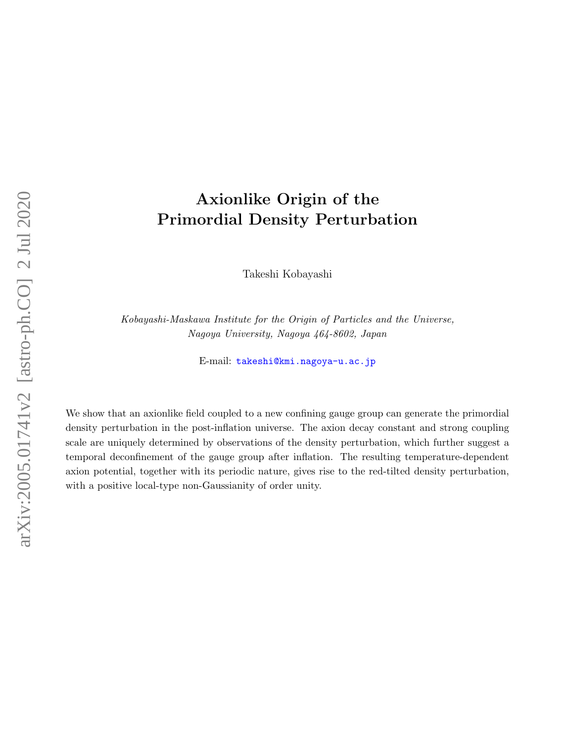# Axionlike Origin of the Primordial Density Perturbation

Takeshi Kobayashi

*Kobayashi-Maskawa Institute for the Origin of Particles and the Universe, Nagoya University, Nagoya 464-8602, Japan*

E-mail: takeshi@kmi.nagoya-u.ac.jp

We show that an axionlike field coupled to a new confining gauge group can generate the primordial density perturbation in the post-inflation universe. The axion decay constant and strong coupling scale are uniquely determined by observations of the density perturbation, which further suggest a temporal deconfinement of the gauge group after inflation. The resulting temperature-dependent axion potential, together with its periodic nature, gives rise to the red-tilted density perturbation, with a positive local-type non-Gaussianity of order unity.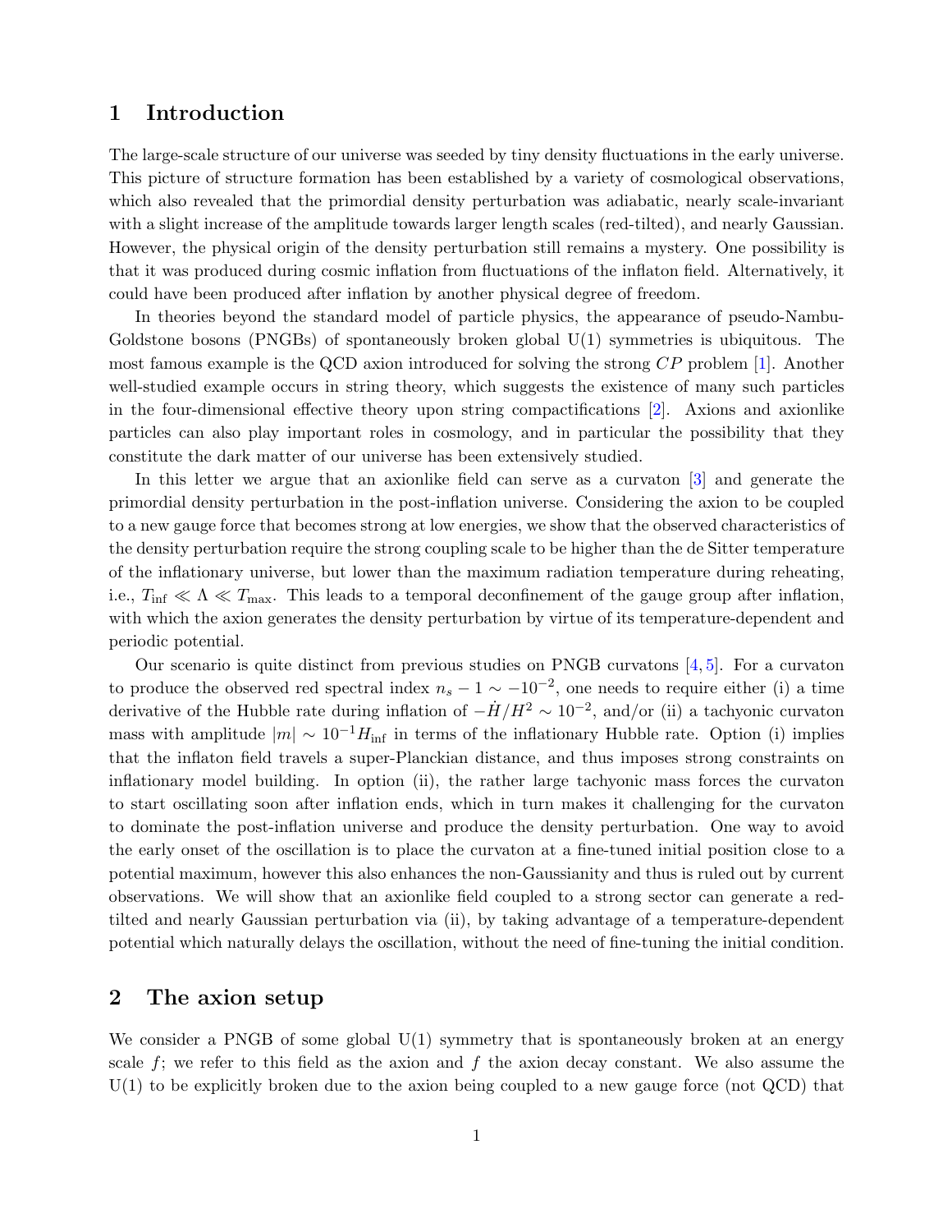## 1 Introduction

The large-scale structure of our universe was seeded by tiny density fluctuations in the early universe. This picture of structure formation has been established by a variety of cosmological observations, which also revealed that the primordial density perturbation was adiabatic, nearly scale-invariant with a slight increase of the amplitude towards larger length scales (red-tilted), and nearly Gaussian. However, the physical origin of the density perturbation still remains a mystery. One possibility is that it was produced during cosmic inflation from fluctuations of the inflaton field. Alternatively, it could have been produced after inflation by another physical degree of freedom.

In theories beyond the standard model of particle physics, the appearance of pseudo-Nambu-Goldstone bosons (PNGBs) of spontaneously broken global U(1) symmetries is ubiquitous. The most famous example is the QCD axion introduced for solving the strong $CP$ problem [1]. Another well-studied example occurs in string theory, which suggests the existence of many such particles in the four-dimensional effective theory upon string compactifications [2]. Axions and axionlike particles can also play important roles in cosmology, and in particular the possibility that they constitute the dark matter of our universe has been extensively studied.

In this letter we argue that an axionlike field can serve as a curvaton [3] and generate the primordial density perturbation in the post-inflation universe. Considering the axion to be coupled to a new gauge force that becomes strong at low energies, we show that the observed characteristics of the density perturbation require the strong coupling scale to be higher than the de Sitter temperature of the inflationary universe, but lower than the maximum radiation temperature during reheating, i.e., $T_{\text{inf}} \ll \Lambda \ll T_{\text{max}}$. This leads to a temporal deconfinement of the gauge group after inflation, with which the axion generates the density perturbation by virtue of its temperature-dependent and periodic potential.

Our scenario is quite distinct from previous studies on PNGB curvatons [4,5]. For a curvaton to produce the observed red spectral index $n_s - 1 \sim -10^{-2}$, one needs to require either (i) a time derivative of the Hubble rate during inflation of $-\dot{H}/H^2 \sim 10^{-2}$, and/or (ii) a tachyonic curvaton mass with amplitude $|m| \sim 10^{-1} H_{\text{inf}}$ in terms of the inflationary Hubble rate. Option (i) implies that the inflaton field travels a super-Planckian distance, and thus imposes strong constraints on inflationary model building. In option (ii), the rather large tachyonic mass forces the curvaton to start oscillating soon after inflation ends, which in turn makes it challenging for the curvaton to dominate the post-inflation universe and produce the density perturbation. One way to avoid the early onset of the oscillation is to place the curvaton at a fine-tuned initial position close to a potential maximum, however this also enhances the non-Gaussianity and thus is ruled out by current observations. We will show that an axionlike field coupled to a strong sector can generate a red-tilted and nearly Gaussian perturbation via (ii), by taking advantage of a temperature-dependent potential which naturally delays the oscillation, without the need of fine-tuning the initial condition.

## 2 The axion setup

We consider a PNGB of some global U(1) symmetry that is spontaneously broken at an energy scale $f$; we refer to this field as the axion and $f$ the axion decay constant. We also assume the U(1) to be explicitly broken due to the axion being coupled to a new gauge force (not QCD) that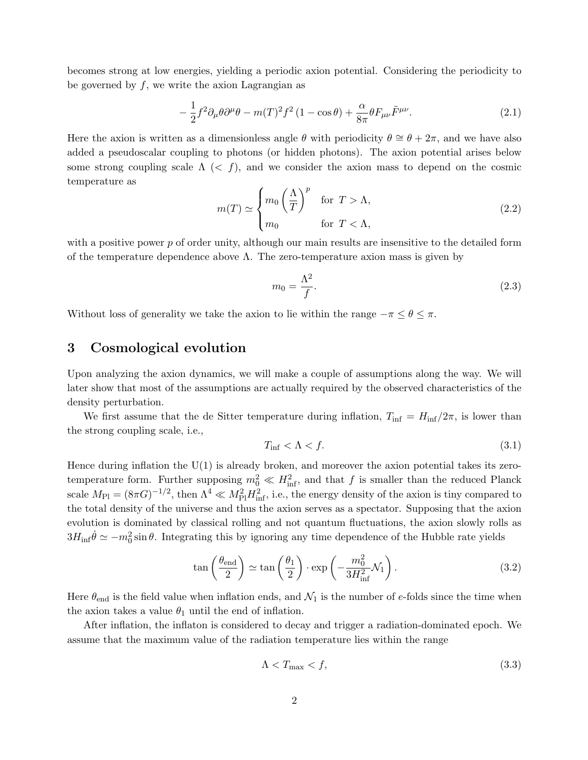becomes strong at low energies, yielding a periodic axion potential. Considering the periodicity to be governed by $f$, we write the axion Lagrangian as

$$-\frac{1}{2}f^2\partial_\mu\theta\partial^\mu\theta - m(T)^2 f^2\left(1-\cos\theta\right) + \frac{\alpha}{8\pi}\theta F_{\mu\nu}\tilde{F}^{\mu\nu}. \tag{2.1}$$

Here the axion is written as a dimensionless angle $\theta$ with periodicity $\theta \cong \theta + 2\pi$, and we have also added a pseudoscalar coupling to photons (or hidden photons). The axion potential arises below some strong coupling scale $\Lambda$ ($< f$), and we consider the axion mass to depend on the cosmic temperature as

$$m(T) \simeq \begin{cases} m_0\left(\dfrac{\Lambda}{T}\right)^p & \text{for } T > \Lambda, \\ m_0 & \text{for } T < \Lambda, \end{cases} \tag{2.2}$$

with a positive power $p$ of order unity, although our main results are insensitive to the detailed form of the temperature dependence above $\Lambda$. The zero-temperature axion mass is given by

$$m_0 = \frac{\Lambda^2}{f}. \tag{2.3}$$

Without loss of generality we take the axion to lie within the range $-\pi \leq \theta \leq \pi$.

# 3 Cosmological evolution

Upon analyzing the axion dynamics, we will make a couple of assumptions along the way. We will later show that most of the assumptions are actually required by the observed characteristics of the density perturbation.

We first assume that the de Sitter temperature during inflation, $T_{\rm inf} = H_{\rm inf}/2\pi$, is lower than the strong coupling scale, i.e.,

$$T_{\rm inf} < \Lambda < f. \tag{3.1}$$

Hence during inflation the U(1) is already broken, and moreover the axion potential takes its zero-temperature form. Further supposing $m_0^2 \ll H_{\rm inf}^2$, and that $f$ is smaller than the reduced Planck scale $M_{\rm Pl} = (8\pi G)^{-1/2}$, then $\Lambda^4 \ll M_{\rm Pl}^2 H_{\rm inf}^2$, i.e., the energy density of the axion is tiny compared to the total density of the universe and thus the axion serves as a spectator. Supposing that the axion evolution is dominated by classical rolling and not quantum fluctuations, the axion slowly rolls as $3H_{\rm inf}\dot{\theta} \simeq -m_0^2 \sin\theta$. Integrating this by ignoring any time dependence of the Hubble rate yields

$$\tan\left(\frac{\theta_{\rm end}}{2}\right) \simeq \tan\left(\frac{\theta_1}{2}\right)\cdot\exp\left(-\frac{m_0^2}{3H_{\rm inf}^2}\mathcal{N}_1\right). \tag{3.2}$$

Here $\theta_{\rm end}$ is the field value when inflation ends, and $\mathcal{N}_1$ is the number of $e$-folds since the time when the axion takes a value $\theta_1$ until the end of inflation.

After inflation, the inflaton is considered to decay and trigger a radiation-dominated epoch. We assume that the maximum value of the radiation temperature lies within the range

$$\Lambda < T_{\rm max} < f, \tag{3.3}$$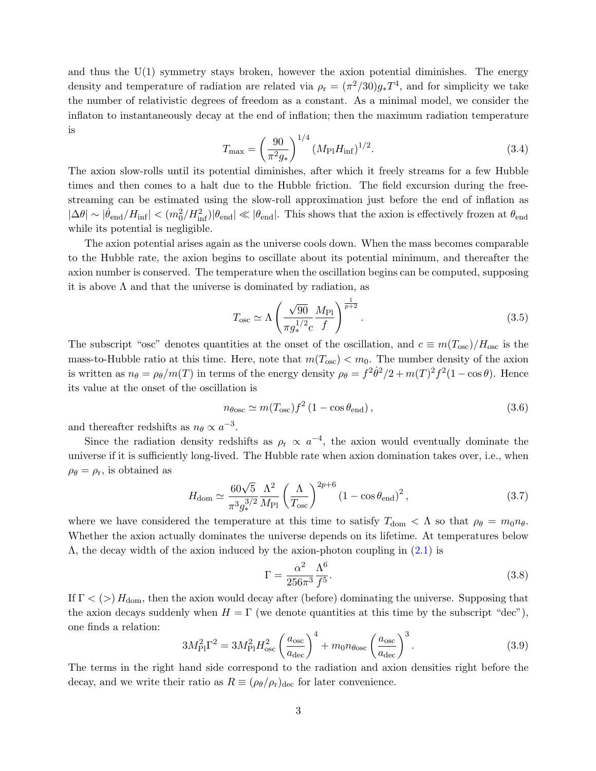and thus the U(1) symmetry stays broken, however the axion potential diminishes. The energy density and temperature of radiation are related via $\rho_r = (\pi^2/30)g_* T^4$, and for simplicity we take the number of relativistic degrees of freedom as a constant. As a minimal model, we consider the inflaton to instantaneously decay at the end of inflation; then the maximum radiation temperature is

$$T_{\max} = \left(\frac{90}{\pi^2 g_*}\right)^{1/4} (M_{\rm Pl} H_{\rm inf})^{1/2}. \tag{3.4}$$

The axion slow-rolls until its potential diminishes, after which it freely streams for a few Hubble times and then comes to a halt due to the Hubble friction. The field excursion during the free-streaming can be estimated using the slow-roll approximation just before the end of inflation as $|\Delta\theta| \sim |\dot{\theta}_{\rm end}/H_{\rm inf}| < (m_0^2/H_{\rm inf}^2)|\theta_{\rm end}| \ll |\theta_{\rm end}|$. This shows that the axion is effectively frozen at $\theta_{\rm end}$ while its potential is negligible.

The axion potential arises again as the universe cools down. When the mass becomes comparable to the Hubble rate, the axion begins to oscillate about its potential minimum, and thereafter the axion number is conserved. The temperature when the oscillation begins can be computed, supposing it is above $\Lambda$ and that the universe is dominated by radiation, as

$$T_{\rm osc} \simeq \Lambda \left(\frac{\sqrt{90}}{\pi g_*^{1/2} c} \frac{M_{\rm Pl}}{f}\right)^{\frac{1}{p+2}}. \tag{3.5}$$

The subscript "osc" denotes quantities at the onset of the oscillation, and $c \equiv m(T_{\rm osc})/H_{\rm osc}$ is the mass-to-Hubble ratio at this time. Here, note that $m(T_{\rm osc}) < m_0$. The number density of the axion is written as $n_\theta = \rho_\theta/m(T)$ in terms of the energy density $\rho_\theta = f^2\dot{\theta}^2/2 + m(T)^2 f^2 (1-\cos\theta)$. Hence its value at the onset of the oscillation is

$$n_{\theta\rm osc} \simeq m(T_{\rm osc}) f^2 \left(1 - \cos\theta_{\rm end}\right), \tag{3.6}$$

and thereafter redshifts as $n_\theta \propto a^{-3}$.

Since the radiation density redshifts as $\rho_r \propto a^{-4}$, the axion would eventually dominate the universe if it is sufficiently long-lived. The Hubble rate when axion domination takes over, i.e., when $\rho_\theta = \rho_r$, is obtained as

$$H_{\rm dom} \simeq \frac{60\sqrt{5}}{\pi^3 g_*^{3/2}} \frac{\Lambda^2}{M_{\rm Pl}} \left(\frac{\Lambda}{T_{\rm osc}}\right)^{2p+6} \left(1 - \cos\theta_{\rm end}\right)^2, \tag{3.7}$$

where we have considered the temperature at this time to satisfy $T_{\rm dom} < \Lambda$ so that $\rho_\theta = m_0 n_\theta$. Whether the axion actually dominates the universe depends on its lifetime. At temperatures below $\Lambda$, the decay width of the axion induced by the axion-photon coupling in (2.1) is

$$\Gamma = \frac{\alpha^2}{256\pi^3} \frac{\Lambda^6}{f^5}. \tag{3.8}$$

If $\Gamma < (>)\, H_{\rm dom}$, then the axion would decay after (before) dominating the universe. Supposing that the axion decays suddenly when $H = \Gamma$ (we denote quantities at this time by the subscript "dec"), one finds a relation:

$$3M_{\rm Pl}^2 \Gamma^2 = 3M_{\rm Pl}^2 H_{\rm osc}^2 \left(\frac{a_{\rm osc}}{a_{\rm dec}}\right)^4 + m_0 n_{\theta\rm osc} \left(\frac{a_{\rm osc}}{a_{\rm dec}}\right)^3. \tag{3.9}$$

The terms in the right hand side correspond to the radiation and axion densities right before the decay, and we write their ratio as $R \equiv (\rho_\theta/\rho_r)_{\rm dec}$ for later convenience.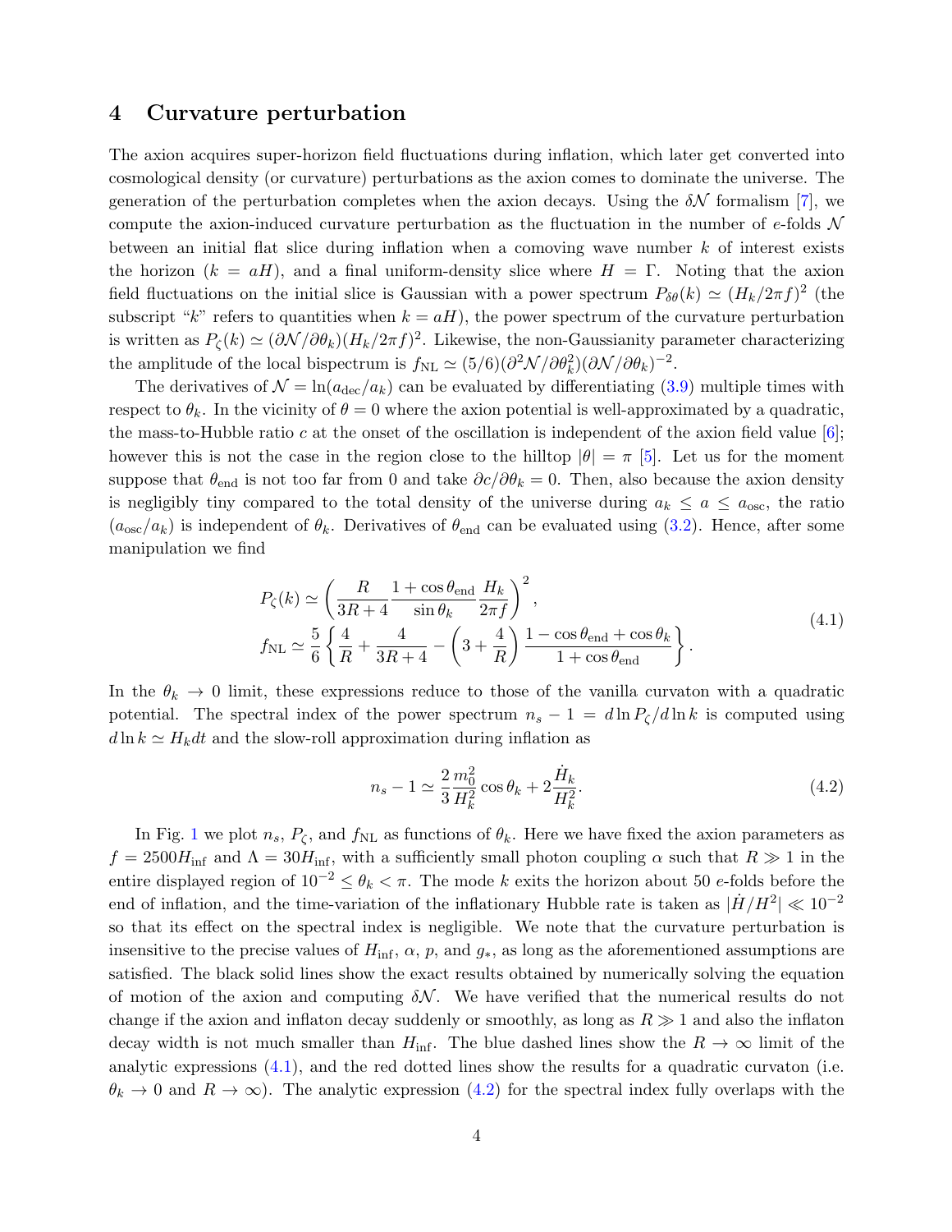## 4 Curvature perturbation

The axion acquires super-horizon field fluctuations during inflation, which later get converted into cosmological density (or curvature) perturbations as the axion comes to dominate the universe. The generation of the perturbation completes when the axion decays. Using the $\delta\mathcal{N}$ formalism [7], we compute the axion-induced curvature perturbation as the fluctuation in the number of $e$-folds $\mathcal{N}$ between an initial flat slice during inflation when a comoving wave number $k$ of interest exists the horizon ($k = aH$), and a final uniform-density slice where $H = \Gamma$. Noting that the axion field fluctuations on the initial slice is Gaussian with a power spectrum $P_{\delta\theta}(k) \simeq (H_k/2\pi f)^2$ (the subscript "$k$" refers to quantities when $k = aH$), the power spectrum of the curvature perturbation is written as $P_\zeta(k) \simeq (\partial\mathcal{N}/\partial\theta_k)(H_k/2\pi f)^2$. Likewise, the non-Gaussianity parameter characterizing the amplitude of the local bispectrum is $f_{\rm NL} \simeq (5/6)(\partial^2\mathcal{N}/\partial\theta_k^2)(\partial\mathcal{N}/\partial\theta_k)^{-2}$.

The derivatives of $\mathcal{N} = \ln(a_{\rm dec}/a_k)$ can be evaluated by differentiating (3.9) multiple times with respect to $\theta_k$. In the vicinity of $\theta = 0$ where the axion potential is well-approximated by a quadratic, the mass-to-Hubble ratio $c$ at the onset of the oscillation is independent of the axion field value [6]; however this is not the case in the region close to the hilltop $|\theta| = \pi$ [5]. Let us for the moment suppose that $\theta_{\rm end}$ is not too far from 0 and take $\partial c/\partial\theta_k = 0$. Then, also because the axion density is negligibly tiny compared to the total density of the universe during $a_k \leq a \leq a_{\rm osc}$, the ratio $(a_{\rm osc}/a_k)$ is independent of $\theta_k$. Derivatives of $\theta_{\rm end}$ can be evaluated using (3.2). Hence, after some manipulation we find

$$
\begin{aligned}
P_\zeta(k) &\simeq \left(\frac{R}{3R+4}\frac{1+\cos\theta_{\rm end}}{\sin\theta_k}\frac{H_k}{2\pi f}\right)^2, \\
f_{\rm NL} &\simeq \frac{5}{6}\left\{\frac{4}{R} + \frac{4}{3R+4} - \left(3+\frac{4}{R}\right)\frac{1-\cos\theta_{\rm end}+\cos\theta_k}{1+\cos\theta_{\rm end}}\right\}.
\end{aligned}
\tag{4.1}
$$

In the $\theta_k \to 0$ limit, these expressions reduce to those of the vanilla curvaton with a quadratic potential. The spectral index of the power spectrum $n_s - 1 = d\ln P_\zeta/d\ln k$ is computed using $d\ln k \simeq H_k dt$ and the slow-roll approximation during inflation as

$$
n_s - 1 \simeq \frac{2}{3}\frac{m_0^2}{H_k^2}\cos\theta_k + 2\frac{\dot{H}_k}{H_k^2}. \tag{4.2}
$$

In Fig. 1 we plot $n_s$, $P_\zeta$, and $f_{\rm NL}$ as functions of $\theta_k$. Here we have fixed the axion parameters as $f = 2500H_{\rm inf}$ and $\Lambda = 30H_{\rm inf}$, with a sufficiently small photon coupling $\alpha$ such that $R \gg 1$ in the entire displayed region of $10^{-2} \leq \theta_k < \pi$. The mode $k$ exits the horizon about 50 $e$-folds before the end of inflation, and the time-variation of the inflationary Hubble rate is taken as $|\dot{H}/H^2| \ll 10^{-2}$ so that its effect on the spectral index is negligible. We note that the curvature perturbation is insensitive to the precise values of $H_{\rm inf}$, $\alpha$, $p$, and $g_*$, as long as the aforementioned assumptions are satisfied. The black solid lines show the exact results obtained by numerically solving the equation of motion of the axion and computing $\delta\mathcal{N}$. We have verified that the numerical results do not change if the axion and inflaton decay suddenly or smoothly, as long as $R \gg 1$ and also the inflaton decay width is not much smaller than $H_{\rm inf}$. The blue dashed lines show the $R \to \infty$ limit of the analytic expressions (4.1), and the red dotted lines show the results for a quadratic curvaton (i.e. $\theta_k \to 0$ and $R \to \infty$). The analytic expression (4.2) for the spectral index fully overlaps with the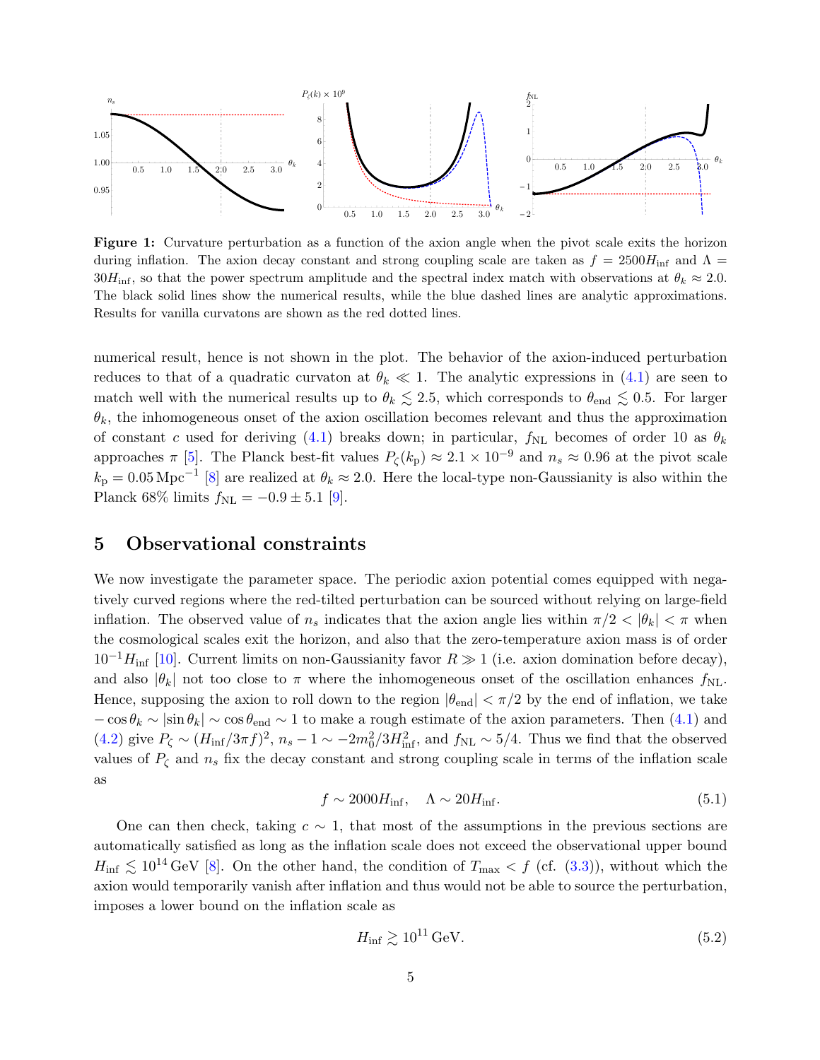**Figure 1:** Curvature perturbation as a function of the axion angle when the pivot scale exits the horizon during inflation. The axion decay constant and strong coupling scale are taken as $f = 2500H_{\rm inf}$ and $\Lambda = 30H_{\rm inf}$, so that the power spectrum amplitude and the spectral index match with observations at $\theta_k \approx 2.0$. The black solid lines show the numerical results, while the blue dashed lines are analytic approximations. Results for vanilla curvatons are shown as the red dotted lines.

numerical result, hence is not shown in the plot. The behavior of the axion-induced perturbation reduces to that of a quadratic curvaton at $\theta_k \ll 1$. The analytic expressions in (4.1) are seen to match well with the numerical results up to $\theta_k \lesssim 2.5$, which corresponds to $\theta_{\rm end} \lesssim 0.5$. For larger $\theta_k$, the inhomogeneous onset of the axion oscillation becomes relevant and thus the approximation of constant $c$ used for deriving (4.1) breaks down; in particular, $f_{\rm NL}$ becomes of order 10 as $\theta_k$ approaches $\pi$ [5]. The Planck best-fit values $P_\zeta(k_{\rm p}) \approx 2.1 \times 10^{-9}$ and $n_s \approx 0.96$ at the pivot scale $k_{\rm p} = 0.05\,{\rm Mpc}^{-1}$ [8] are realized at $\theta_k \approx 2.0$. Here the local-type non-Gaussianity is also within the Planck 68% limits $f_{\rm NL} = -0.9 \pm 5.1$ [9].

## 5 Observational constraints

We now investigate the parameter space. The periodic axion potential comes equipped with negatively curved regions where the red-tilted perturbation can be sourced without relying on large-field inflation. The observed value of $n_s$ indicates that the axion angle lies within $\pi/2 < |\theta_k| < \pi$ when the cosmological scales exit the horizon, and also that the zero-temperature axion mass is of order $10^{-1}H_{\rm inf}$ [10]. Current limits on non-Gaussianity favor $R \gg 1$ (i.e. axion domination before decay), and also $|\theta_k|$ not too close to $\pi$ where the inhomogeneous onset of the oscillation enhances $f_{\rm NL}$. Hence, supposing the axion to roll down to the region $|\theta_{\rm end}| < \pi/2$ by the end of inflation, we take $-\cos\theta_k \sim |\sin\theta_k| \sim \cos\theta_{\rm end} \sim 1$ to make a rough estimate of the axion parameters. Then (4.1) and (4.2) give $P_\zeta \sim (H_{\rm inf}/3\pi f)^2$, $n_s - 1 \sim -2m_0^2/3H_{\rm inf}^2$, and $f_{\rm NL} \sim 5/4$. Thus we find that the observed values of $P_\zeta$ and $n_s$ fix the decay constant and strong coupling scale in terms of the inflation scale as

$$f \sim 2000H_{\rm inf}, \quad \Lambda \sim 20H_{\rm inf}. \tag{5.1}$$

One can then check, taking $c \sim 1$, that most of the assumptions in the previous sections are automatically satisfied as long as the inflation scale does not exceed the observational upper bound $H_{\rm inf} \lesssim 10^{14}\,{\rm GeV}$ [8]. On the other hand, the condition of $T_{\rm max} < f$ (cf. (3.3)), without which the axion would temporarily vanish after inflation and thus would not be able to source the perturbation, imposes a lower bound on the inflation scale as

$$H_{\rm inf} \gtrsim 10^{11}\,{\rm GeV}. \tag{5.2}$$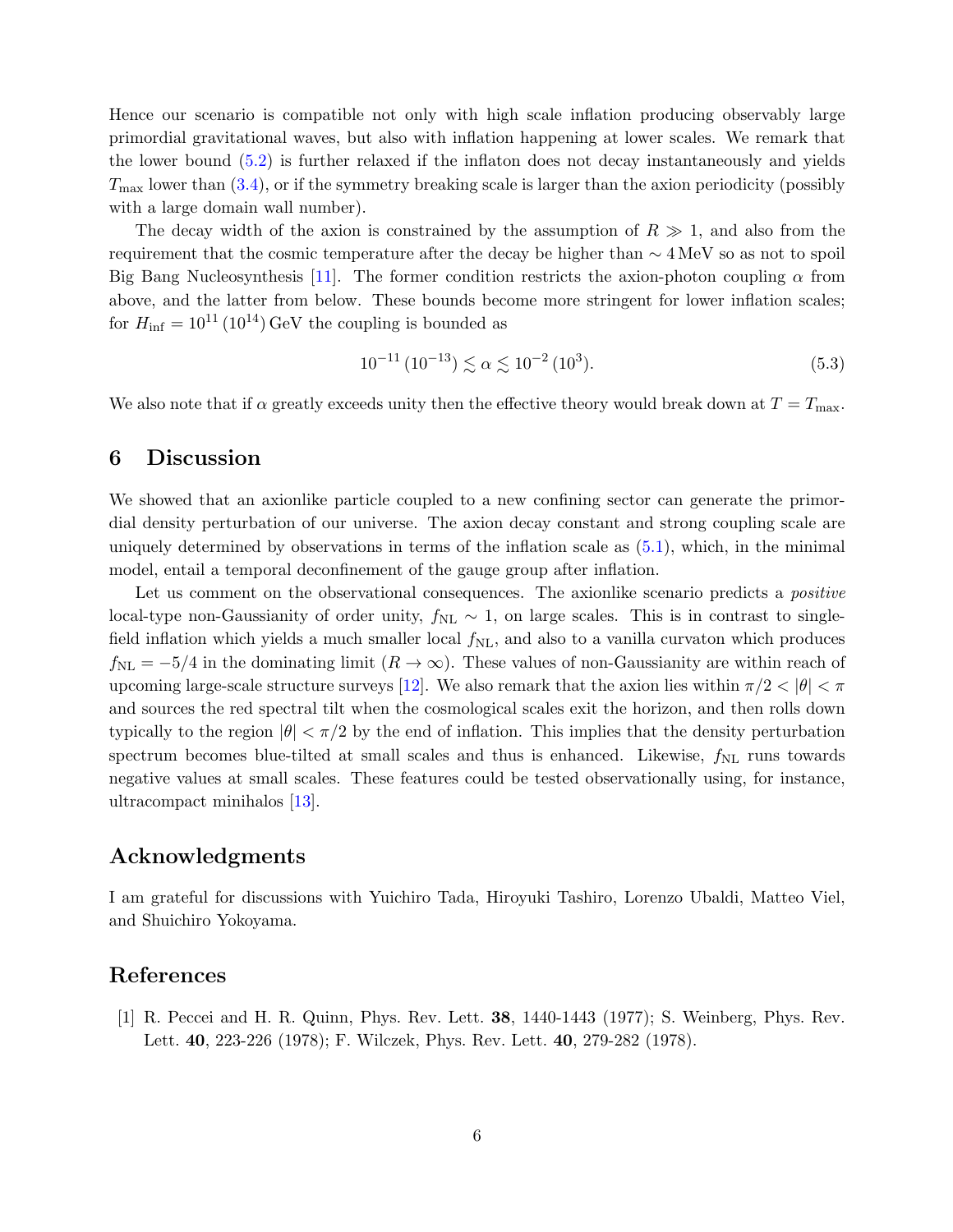Hence our scenario is compatible not only with high scale inflation producing observably large primordial gravitational waves, but also with inflation happening at lower scales. We remark that the lower bound (5.2) is further relaxed if the inflaton does not decay instantaneously and yields $T_{\max}$ lower than (3.4), or if the symmetry breaking scale is larger than the axion periodicity (possibly with a large domain wall number).

The decay width of the axion is constrained by the assumption of $R \gg 1$, and also from the requirement that the cosmic temperature after the decay be higher than $\sim 4\,\mathrm{MeV}$ so as not to spoil Big Bang Nucleosynthesis [11]. The former condition restricts the axion-photon coupling $\alpha$ from above, and the latter from below. These bounds become more stringent for lower inflation scales; for $H_{\mathrm{inf}} = 10^{11}\,(10^{14})\,\mathrm{GeV}$ the coupling is bounded as

$$10^{-11}\,(10^{-13}) \lesssim \alpha \lesssim 10^{-2}\,(10^{3}). \tag{5.3}$$

We also note that if $\alpha$ greatly exceeds unity then the effective theory would break down at $T = T_{\max}$.

## 6 Discussion

We showed that an axionlike particle coupled to a new confining sector can generate the primordial density perturbation of our universe. The axion decay constant and strong coupling scale are uniquely determined by observations in terms of the inflation scale as (5.1), which, in the minimal model, entail a temporal deconfinement of the gauge group after inflation.

Let us comment on the observational consequences. The axionlike scenario predicts a *positive* local-type non-Gaussianity of order unity, $f_{\mathrm{NL}} \sim 1$, on large scales. This is in contrast to single-field inflation which yields a much smaller local $f_{\mathrm{NL}}$, and also to a vanilla curvaton which produces $f_{\mathrm{NL}} = -5/4$ in the dominating limit ($R \to \infty$). These values of non-Gaussianity are within reach of upcoming large-scale structure surveys [12]. We also remark that the axion lies within $\pi/2 < |\theta| < \pi$ and sources the red spectral tilt when the cosmological scales exit the horizon, and then rolls down typically to the region $|\theta| < \pi/2$ by the end of inflation. This implies that the density perturbation spectrum becomes blue-tilted at small scales and thus is enhanced. Likewise, $f_{\mathrm{NL}}$ runs towards negative values at small scales. These features could be tested observationally using, for instance, ultracompact minihalos [13].

## Acknowledgments

I am grateful for discussions with Yuichiro Tada, Hiroyuki Tashiro, Lorenzo Ubaldi, Matteo Viel, and Shuichiro Yokoyama.

## References

[1] R. Peccei and H. R. Quinn, Phys. Rev. Lett. **38**, 1440-1443 (1977); S. Weinberg, Phys. Rev. Lett. **40**, 223-226 (1978); F. Wilczek, Phys. Rev. Lett. **40**, 279-282 (1978).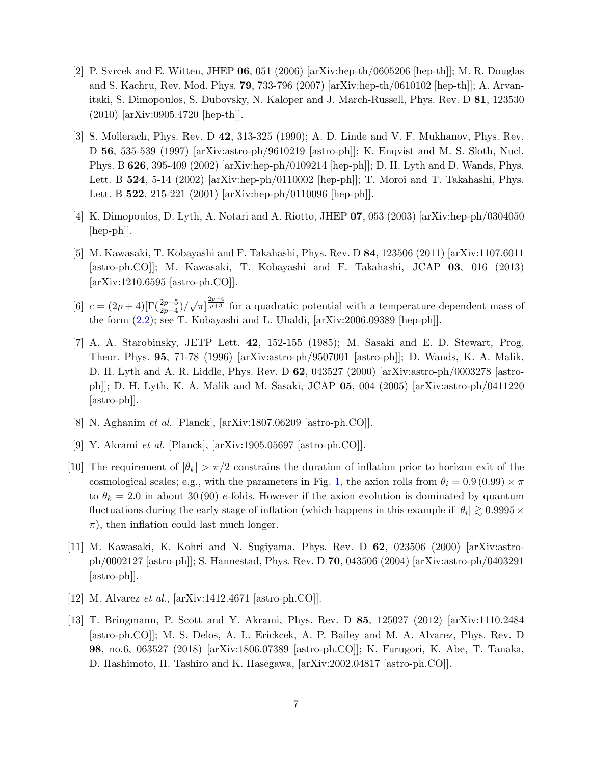[2] P. Svrcek and E. Witten, JHEP **06**, 051 (2006) [arXiv:hep-th/0605206 [hep-th]]; M. R. Douglas and S. Kachru, Rev. Mod. Phys. **79**, 733-796 (2007) [arXiv:hep-th/0610102 [hep-th]]; A. Arvanitaki, S. Dimopoulos, S. Dubovsky, N. Kaloper and J. March-Russell, Phys. Rev. D **81**, 123530 (2010) [arXiv:0905.4720 [hep-th]].

[3] S. Mollerach, Phys. Rev. D **42**, 313-325 (1990); A. D. Linde and V. F. Mukhanov, Phys. Rev. D **56**, 535-539 (1997) [arXiv:astro-ph/9610219 [astro-ph]]; K. Enqvist and M. S. Sloth, Nucl. Phys. B **626**, 395-409 (2002) [arXiv:hep-ph/0109214 [hep-ph]]; D. H. Lyth and D. Wands, Phys. Lett. B **524**, 5-14 (2002) [arXiv:hep-ph/0110002 [hep-ph]]; T. Moroi and T. Takahashi, Phys. Lett. B **522**, 215-221 (2001) [arXiv:hep-ph/0110096 [hep-ph]].

[4] K. Dimopoulos, D. Lyth, A. Notari and A. Riotto, JHEP **07**, 053 (2003) [arXiv:hep-ph/0304050 [hep-ph]].

[5] M. Kawasaki, T. Kobayashi and F. Takahashi, Phys. Rev. D **84**, 123506 (2011) [arXiv:1107.6011 [astro-ph.CO]]; M. Kawasaki, T. Kobayashi and F. Takahashi, JCAP **03**, 016 (2013) [arXiv:1210.6595 [astro-ph.CO]].

[6] $c = (2p+4)[\Gamma(\frac{2p+5}{2p+4})/\sqrt{\pi}]^{\frac{2p+4}{p+3}}$ for a quadratic potential with a temperature-dependent mass of the form (2.2); see T. Kobayashi and L. Ubaldi, [arXiv:2006.09389 [hep-ph]].

[7] A. A. Starobinsky, JETP Lett. **42**, 152-155 (1985); M. Sasaki and E. D. Stewart, Prog. Theor. Phys. **95**, 71-78 (1996) [arXiv:astro-ph/9507001 [astro-ph]]; D. Wands, K. A. Malik, D. H. Lyth and A. R. Liddle, Phys. Rev. D **62**, 043527 (2000) [arXiv:astro-ph/0003278 [astro-ph]]; D. H. Lyth, K. A. Malik and M. Sasaki, JCAP **05**, 004 (2005) [arXiv:astro-ph/0411220 [astro-ph]].

[8] N. Aghanim *et al.* [Planck], [arXiv:1807.06209 [astro-ph.CO]].

[9] Y. Akrami *et al.* [Planck], [arXiv:1905.05697 [astro-ph.CO]].

[10] The requirement of $|\theta_k| > \pi/2$ constrains the duration of inflation prior to horizon exit of the cosmological scales; e.g., with the parameters in Fig. 1, the axion rolls from $\theta_i = 0.9\,(0.99) \times \pi$ to $\theta_k = 2.0$ in about $30\,(90)$ $e$-folds. However if the axion evolution is dominated by quantum fluctuations during the early stage of inflation (which happens in this example if $|\theta_i| \gtrsim 0.9995 \times \pi$), then inflation could last much longer.

[11] M. Kawasaki, K. Kohri and N. Sugiyama, Phys. Rev. D **62**, 023506 (2000) [arXiv:astro-ph/0002127 [astro-ph]]; S. Hannestad, Phys. Rev. D **70**, 043506 (2004) [arXiv:astro-ph/0403291 [astro-ph]].

[12] M. Alvarez *et al.*, [arXiv:1412.4671 [astro-ph.CO]].

[13] T. Bringmann, P. Scott and Y. Akrami, Phys. Rev. D **85**, 125027 (2012) [arXiv:1110.2484 [astro-ph.CO]]; M. S. Delos, A. L. Erickcek, A. P. Bailey and M. A. Alvarez, Phys. Rev. D **98**, no.6, 063527 (2018) [arXiv:1806.07389 [astro-ph.CO]]; K. Furugori, K. Abe, T. Tanaka, D. Hashimoto, H. Tashiro and K. Hasegawa, [arXiv:2002.04817 [astro-ph.CO]].